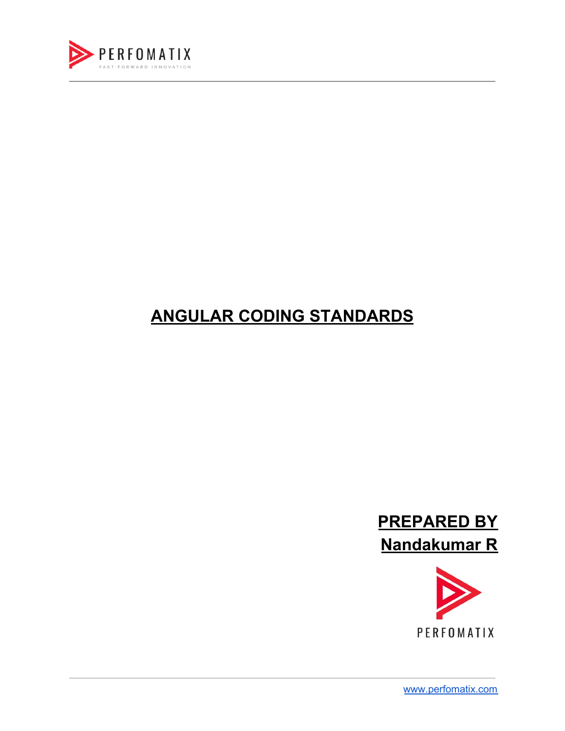# ANGULAR CODING STANDARDS

**PREPARED BY**
**Nandakumar R**

PERFOMATIX

www.perfomatix.com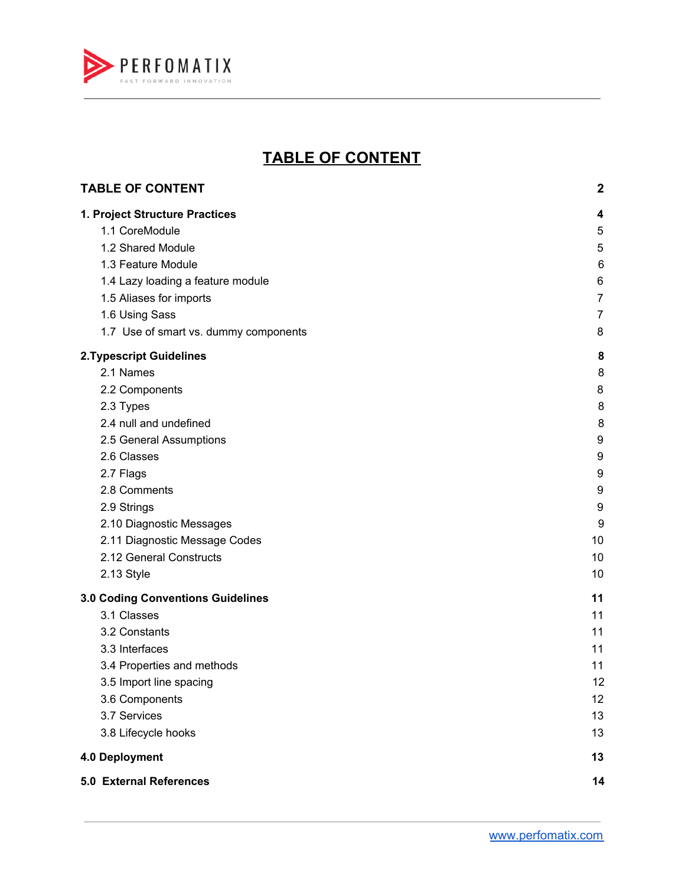# TABLE OF CONTENT

| | |
|---|---|
| **TABLE OF CONTENT** | **2** |
| **1. Project Structure Practices** | **4** |
| 1.1 CoreModule | 5 |
| 1.2 Shared Module | 5 |
| 1.3 Feature Module | 6 |
| 1.4 Lazy loading a feature module | 6 |
| 1.5 Aliases for imports | 7 |
| 1.6 Using Sass | 7 |
| 1.7 Use of smart vs. dummy components | 8 |
| **2.Typescript Guidelines** | **8** |
| 2.1 Names | 8 |
| 2.2 Components | 8 |
| 2.3 Types | 8 |
| 2.4 null and undefined | 8 |
| 2.5 General Assumptions | 9 |
| 2.6 Classes | 9 |
| 2.7 Flags | 9 |
| 2.8 Comments | 9 |
| 2.9 Strings | 9 |
| 2.10 Diagnostic Messages | 9 |
| 2.11 Diagnostic Message Codes | 10 |
| 2.12 General Constructs | 10 |
| 2.13 Style | 10 |
| **3.0 Coding Conventions Guidelines** | **11** |
| 3.1 Classes | 11 |
| 3.2 Constants | 11 |
| 3.3 Interfaces | 11 |
| 3.4 Properties and methods | 11 |
| 3.5 Import line spacing | 12 |
| 3.6 Components | 12 |
| 3.7 Services | 13 |
| 3.8 Lifecycle hooks | 13 |
| **4.0 Deployment** | **13** |
| **5.0 External References** | **14** |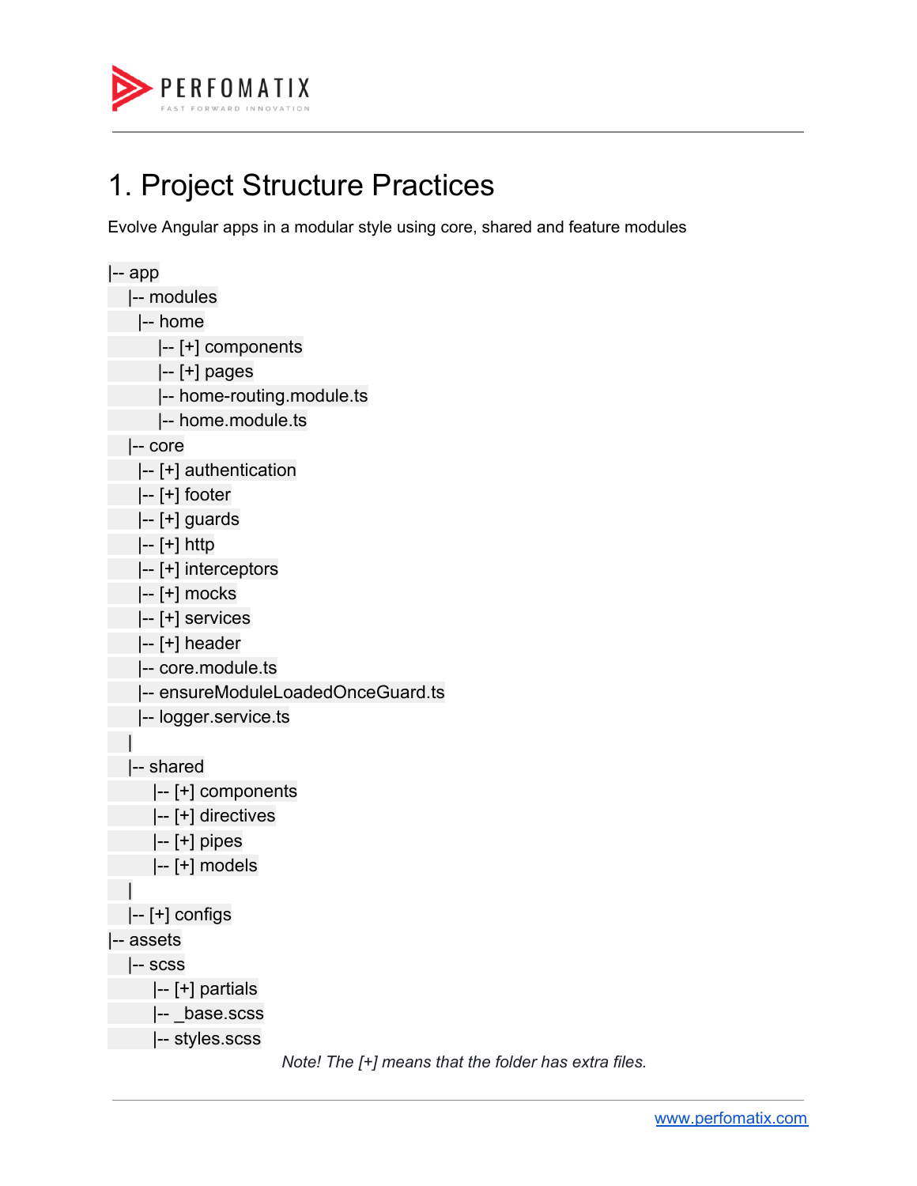# 1. Project Structure Practices

Evolve Angular apps in a modular style using core, shared and feature modules

```
|-- app
    |-- modules
      |-- home
          |-- [+] components
          |-- [+] pages
          |-- home-routing.module.ts
          |-- home.module.ts
    |-- core
      |-- [+] authentication
      |-- [+] footer
      |-- [+] guards
      |-- [+] http
      |-- [+] interceptors
      |-- [+] mocks
      |-- [+] services
      |-- [+] header
      |-- core.module.ts
      |-- ensureModuleLoadedOnceGuard.ts
      |-- logger.service.ts
    |
    |-- shared
         |-- [+] components
         |-- [+] directives
         |-- [+] pipes
         |-- [+] models
    |
    |-- [+] configs
|-- assets
    |-- scss
         |-- [+] partials
         |-- _base.scss
         |-- styles.scss
```

*Note! The [+] means that the folder has extra files.*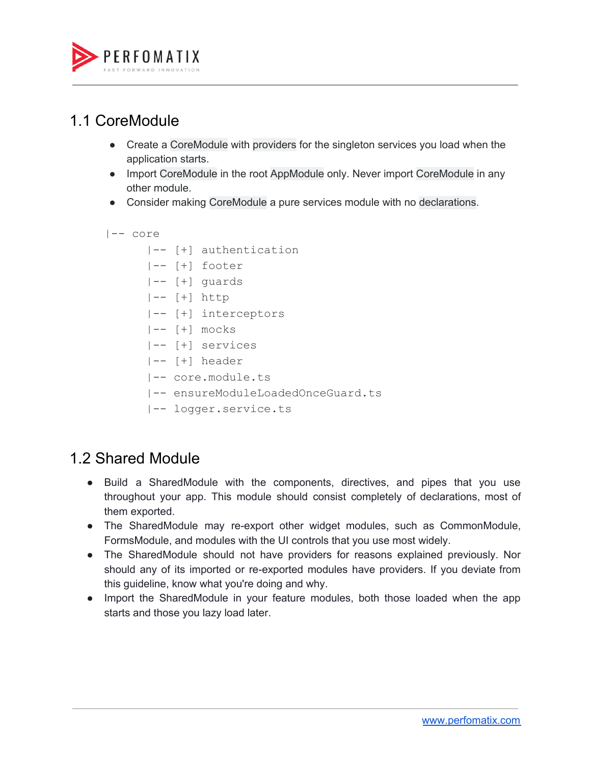## 1.1 CoreModule

- Create a CoreModule with providers for the singleton services you load when the application starts.
- Import CoreModule in the root AppModule only. Never import CoreModule in any other module.
- Consider making CoreModule a pure services module with no declarations.

```
|-- core
      |-- [+] authentication
      |-- [+] footer
      |-- [+] guards
      |-- [+] http
      |-- [+] interceptors
      |-- [+] mocks
      |-- [+] services
      |-- [+] header
      |-- core.module.ts
      |-- ensureModuleLoadedOnceGuard.ts
      |-- logger.service.ts
```

## 1.2 Shared Module

- Build a SharedModule with the components, directives, and pipes that you use throughout your app. This module should consist completely of declarations, most of them exported.
- The SharedModule may re-export other widget modules, such as CommonModule, FormsModule, and modules with the UI controls that you use most widely.
- The SharedModule should not have providers for reasons explained previously. Nor should any of its imported or re-exported modules have providers. If you deviate from this guideline, know what you're doing and why.
- Import the SharedModule in your feature modules, both those loaded when the app starts and those you lazy load later.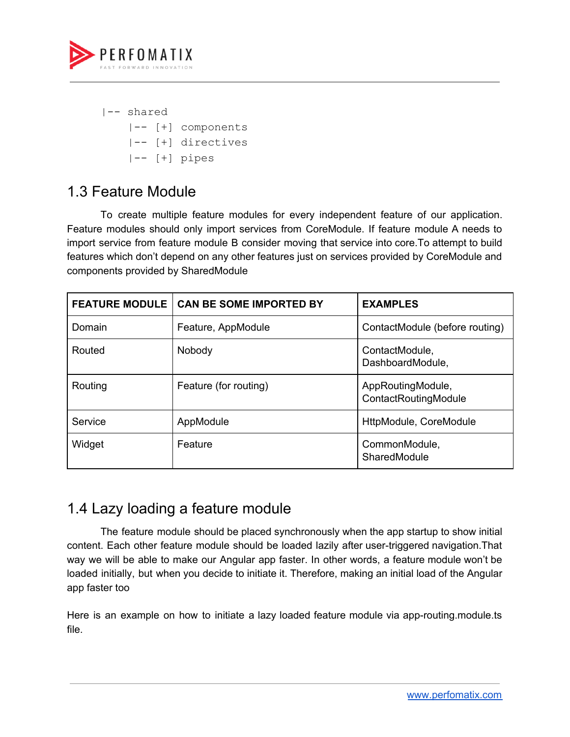```
|-- shared
    |-- [+] components
    |-- [+] directives
    |-- [+] pipes
```

## 1.3 Feature Module

To create multiple feature modules for every independent feature of our application. Feature modules should only import services from CoreModule. If feature module A needs to import service from feature module B consider moving that service into core.To attempt to build features which don't depend on any other features just on services provided by CoreModule and components provided by SharedModule

| FEATURE MODULE | CAN BE SOME IMPORTED BY | EXAMPLES |
|---|---|---|
| Domain | Feature, AppModule | ContactModule (before routing) |
| Routed | Nobody | ContactModule, DashboardModule, |
| Routing | Feature (for routing) | AppRoutingModule, ContactRoutingModule |
| Service | AppModule | HttpModule, CoreModule |
| Widget | Feature | CommonModule, SharedModule |

## 1.4 Lazy loading a feature module

The feature module should be placed synchronously when the app startup to show initial content. Each other feature module should be loaded lazily after user-triggered navigation.That way we will be able to make our Angular app faster. In other words, a feature module won't be loaded initially, but when you decide to initiate it. Therefore, making an initial load of the Angular app faster too

Here is an example on how to initiate a lazy loaded feature module via app-routing.module.ts file.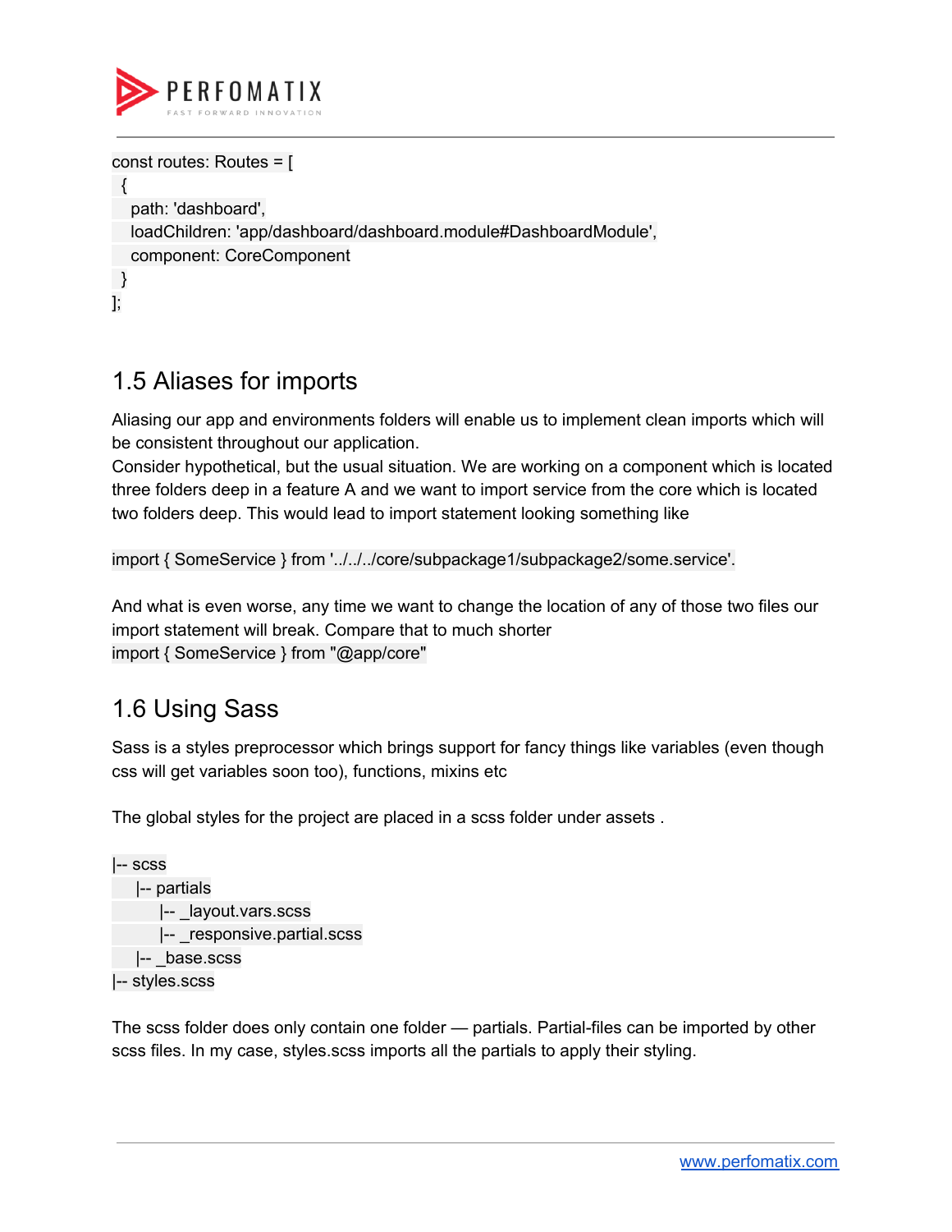```
const routes: Routes = [
  {
    path: 'dashboard',
    loadChildren: 'app/dashboard/dashboard.module#DashboardModule',
    component: CoreComponent
  }
];
```

## 1.5 Aliases for imports

Aliasing our app and environments folders will enable us to implement clean imports which will be consistent throughout our application.

Consider hypothetical, but the usual situation. We are working on a component which is located three folders deep in a feature A and we want to import service from the core which is located two folders deep. This would lead to import statement looking something like

```
import { SomeService } from '../../../core/subpackage1/subpackage2/some.service'.
```

And what is even worse, any time we want to change the location of any of those two files our import statement will break. Compare that to much shorter

```
import { SomeService } from "@app/core"
```

## 1.6 Using Sass

Sass is a styles preprocessor which brings support for fancy things like variables (even though css will get variables soon too), functions, mixins etc

The global styles for the project are placed in a scss folder under assets .

```
|-- scss
    |-- partials
        |-- _layout.vars.scss
        |-- _responsive.partial.scss
    |-- _base.scss
|-- styles.scss
```

The scss folder does only contain one folder — partials. Partial-files can be imported by other scss files. In my case, styles.scss imports all the partials to apply their styling.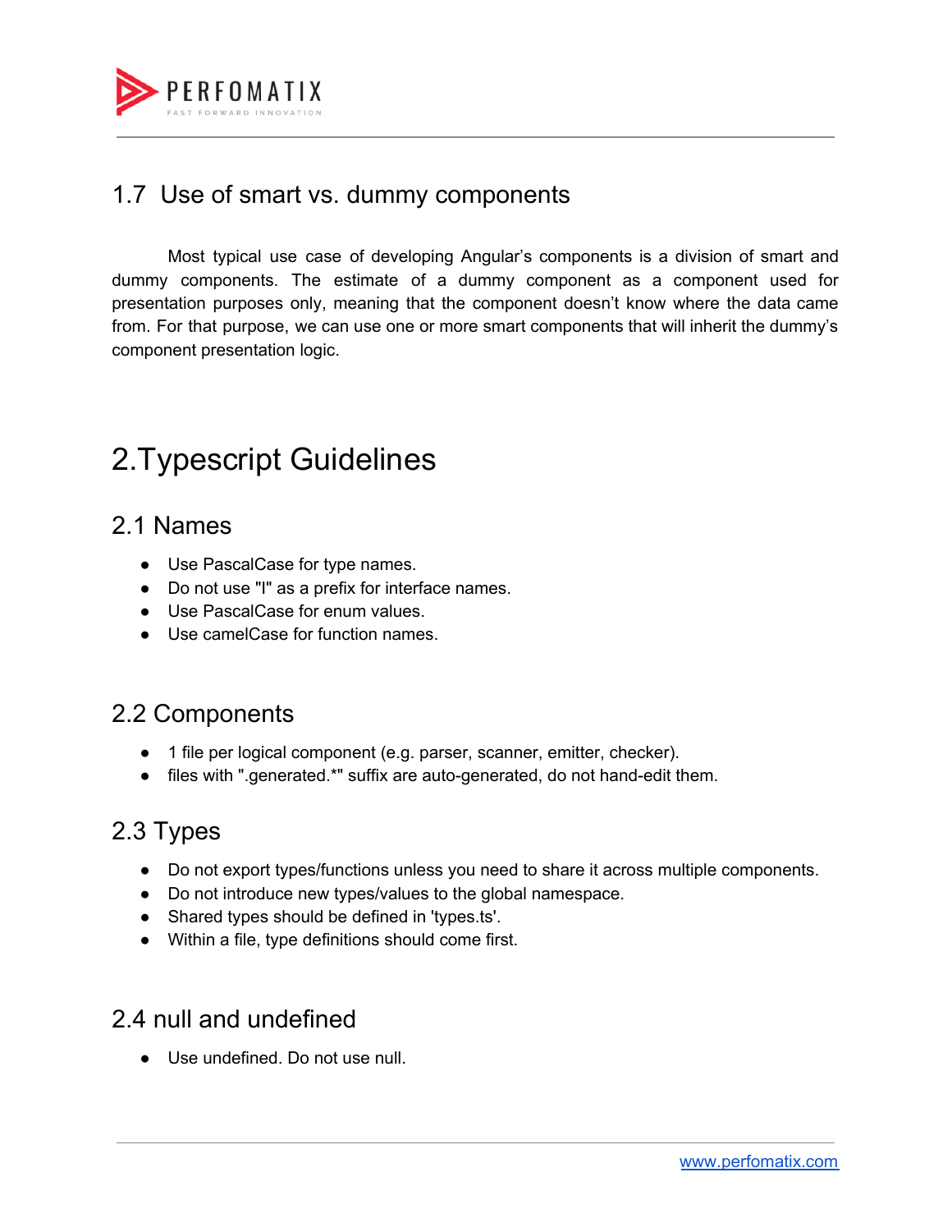## 1.7 Use of smart vs. dummy components

Most typical use case of developing Angular's components is a division of smart and dummy components. The estimate of a dummy component as a component used for presentation purposes only, meaning that the component doesn't know where the data came from. For that purpose, we can use one or more smart components that will inherit the dummy's component presentation logic.

# 2.Typescript Guidelines

## 2.1 Names

- Use PascalCase for type names.
- Do not use "I" as a prefix for interface names.
- Use PascalCase for enum values.
- Use camelCase for function names.

## 2.2 Components

- 1 file per logical component (e.g. parser, scanner, emitter, checker).
- files with ".generated.*" suffix are auto-generated, do not hand-edit them.

## 2.3 Types

- Do not export types/functions unless you need to share it across multiple components.
- Do not introduce new types/values to the global namespace.
- Shared types should be defined in 'types.ts'.
- Within a file, type definitions should come first.

## 2.4 null and undefined

- Use undefined. Do not use null.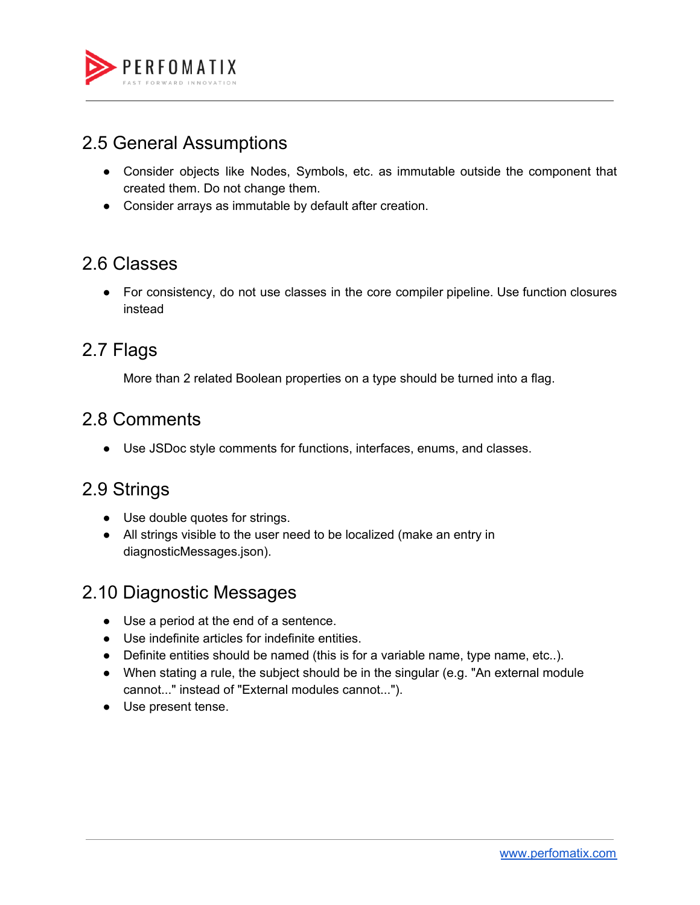## 2.5 General Assumptions

- Consider objects like Nodes, Symbols, etc. as immutable outside the component that created them. Do not change them.
- Consider arrays as immutable by default after creation.

## 2.6 Classes

- For consistency, do not use classes in the core compiler pipeline. Use function closures instead

## 2.7 Flags

More than 2 related Boolean properties on a type should be turned into a flag.

## 2.8 Comments

- Use JSDoc style comments for functions, interfaces, enums, and classes.

## 2.9 Strings

- Use double quotes for strings.
- All strings visible to the user need to be localized (make an entry in diagnosticMessages.json).

## 2.10 Diagnostic Messages

- Use a period at the end of a sentence.
- Use indefinite articles for indefinite entities.
- Definite entities should be named (this is for a variable name, type name, etc..).
- When stating a rule, the subject should be in the singular (e.g. "An external module cannot..." instead of "External modules cannot...").
- Use present tense.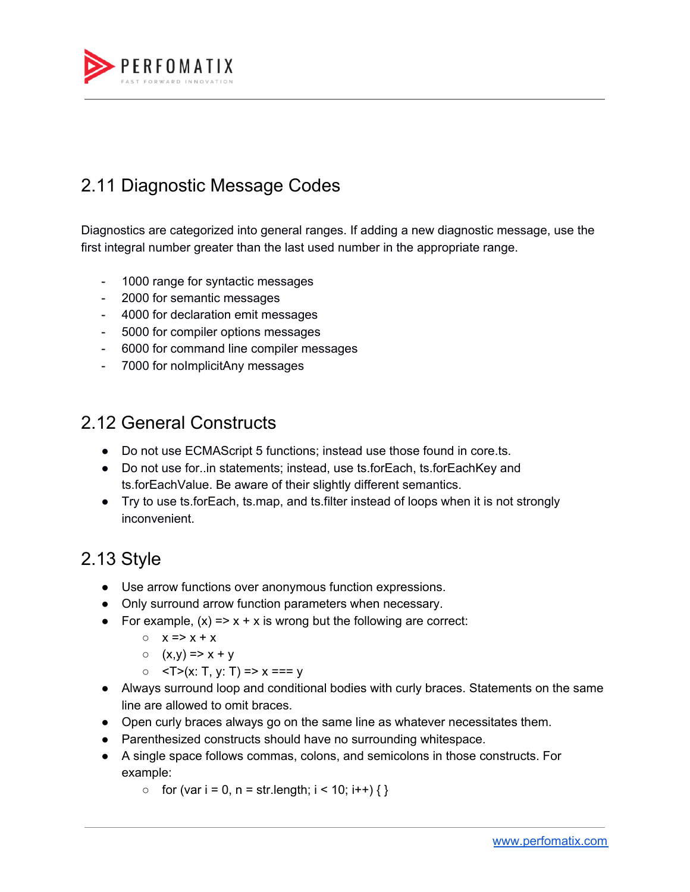## 2.11 Diagnostic Message Codes

Diagnostics are categorized into general ranges. If adding a new diagnostic message, use the first integral number greater than the last used number in the appropriate range.

- 1000 range for syntactic messages
- 2000 for semantic messages
- 4000 for declaration emit messages
- 5000 for compiler options messages
- 6000 for command line compiler messages
- 7000 for noImplicitAny messages

## 2.12 General Constructs

- Do not use ECMAScript 5 functions; instead use those found in core.ts.
- Do not use for..in statements; instead, use ts.forEach, ts.forEachKey and ts.forEachValue. Be aware of their slightly different semantics.
- Try to use ts.forEach, ts.map, and ts.filter instead of loops when it is not strongly inconvenient.

## 2.13 Style

- Use arrow functions over anonymous function expressions.
- Only surround arrow function parameters when necessary.
- For example, (x) => x + x is wrong but the following are correct:
  - x => x + x
  - (x,y) => x + y
  - <T>(x: T, y: T) => x === y
- Always surround loop and conditional bodies with curly braces. Statements on the same line are allowed to omit braces.
- Open curly braces always go on the same line as whatever necessitates them.
- Parenthesized constructs should have no surrounding whitespace.
- A single space follows commas, colons, and semicolons in those constructs. For example:
  - for (var i = 0, n = str.length; i < 10; i++) { }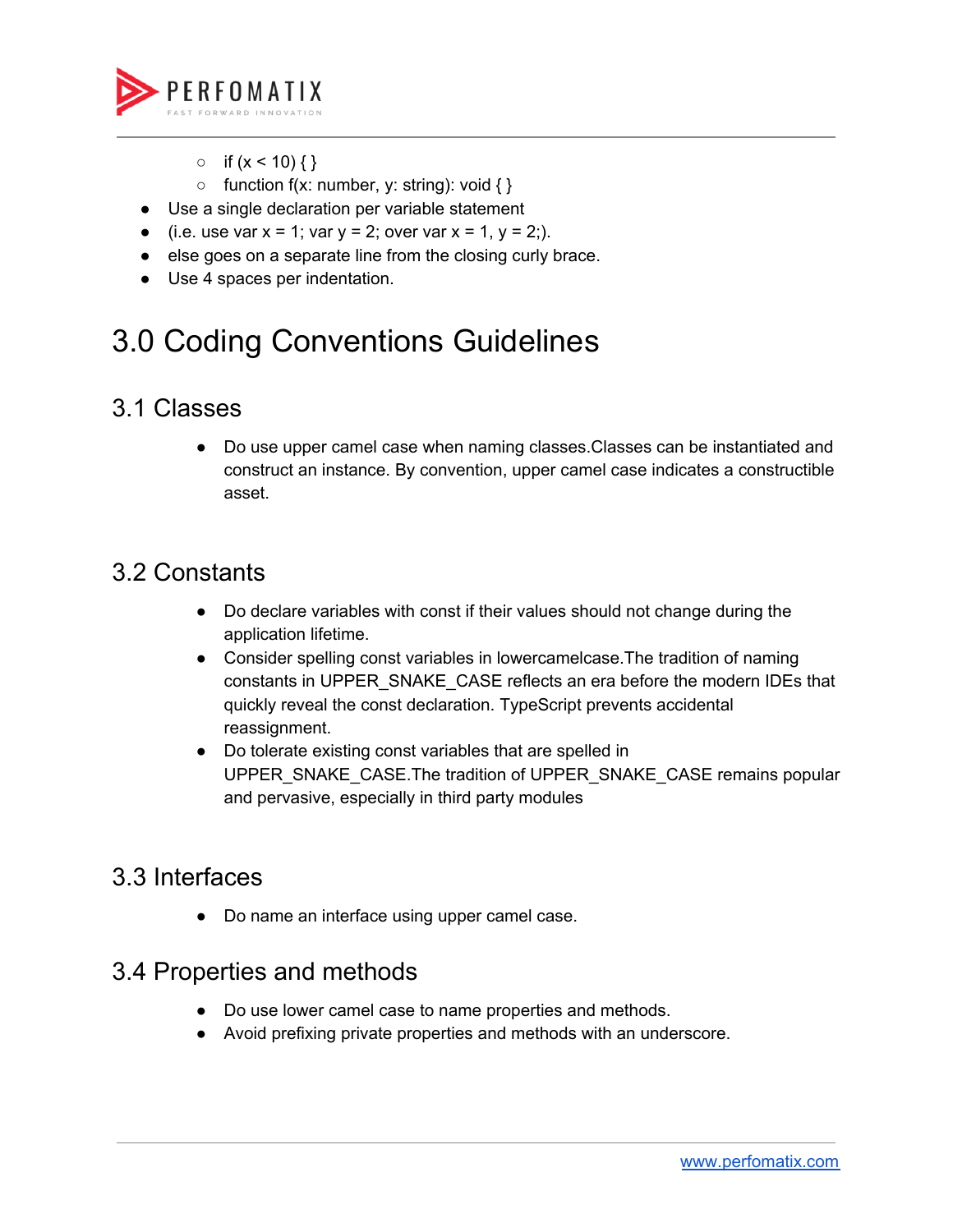- if (x < 10) { }
    - function f(x: number, y: string): void { }
- Use a single declaration per variable statement
- (i.e. use var x = 1; var y = 2; over var x = 1, y = 2;).
- else goes on a separate line from the closing curly brace.
- Use 4 spaces per indentation.

# 3.0 Coding Conventions Guidelines

## 3.1 Classes

- Do use upper camel case when naming classes.Classes can be instantiated and construct an instance. By convention, upper camel case indicates a constructible asset.

## 3.2 Constants

- Do declare variables with const if their values should not change during the application lifetime.
- Consider spelling const variables in lowercamelcase.The tradition of naming constants in UPPER_SNAKE_CASE reflects an era before the modern IDEs that quickly reveal the const declaration. TypeScript prevents accidental reassignment.
- Do tolerate existing const variables that are spelled in UPPER_SNAKE_CASE.The tradition of UPPER_SNAKE_CASE remains popular and pervasive, especially in third party modules

## 3.3 Interfaces

- Do name an interface using upper camel case.

## 3.4 Properties and methods

- Do use lower camel case to name properties and methods.
- Avoid prefixing private properties and methods with an underscore.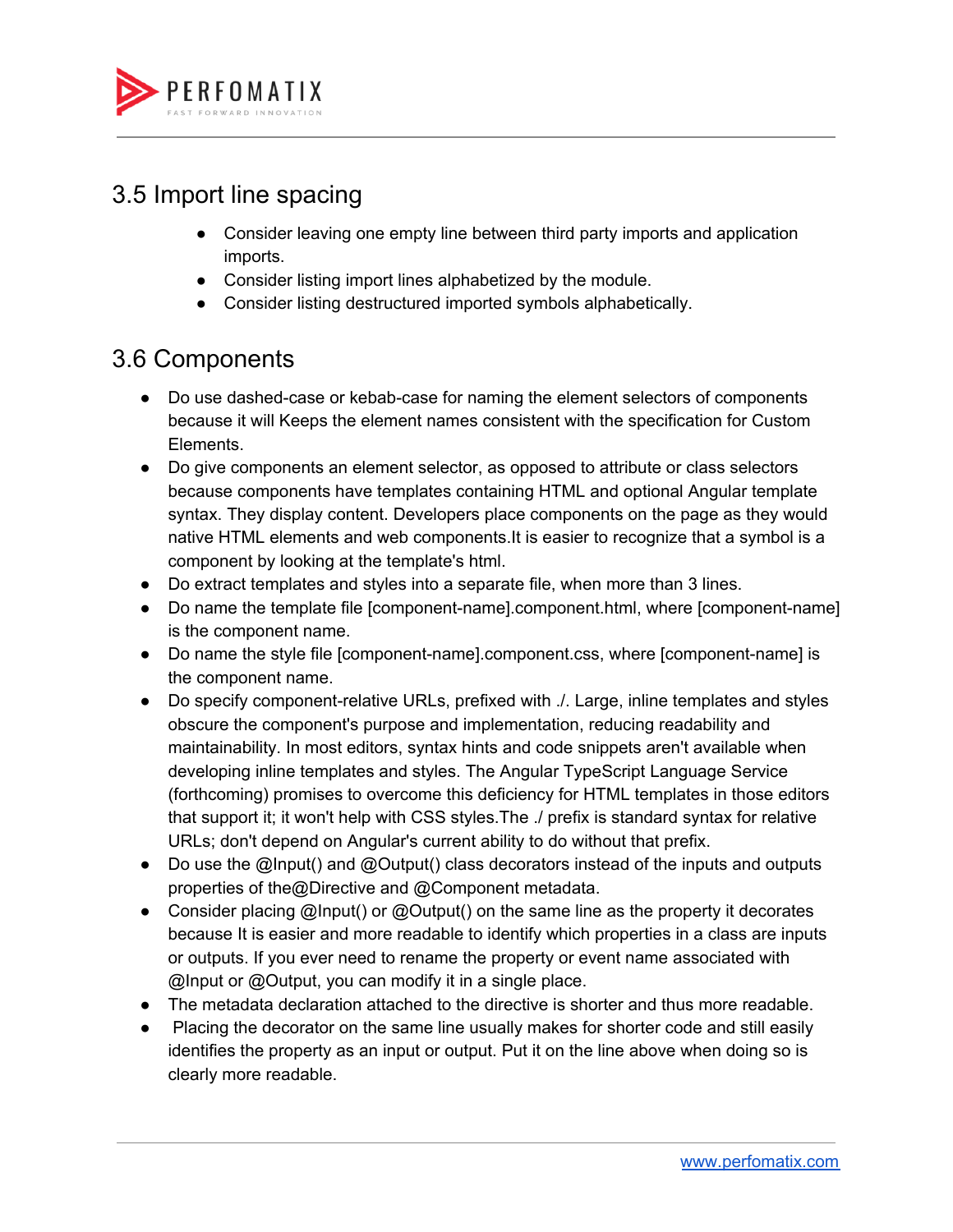## 3.5 Import line spacing

- Consider leaving one empty line between third party imports and application imports.
- Consider listing import lines alphabetized by the module.
- Consider listing destructured imported symbols alphabetically.

## 3.6 Components

- Do use dashed-case or kebab-case for naming the element selectors of components because it will Keeps the element names consistent with the specification for Custom Elements.
- Do give components an element selector, as opposed to attribute or class selectors because components have templates containing HTML and optional Angular template syntax. They display content. Developers place components on the page as they would native HTML elements and web components.It is easier to recognize that a symbol is a component by looking at the template's html.
- Do extract templates and styles into a separate file, when more than 3 lines.
- Do name the template file [component-name].component.html, where [component-name] is the component name.
- Do name the style file [component-name].component.css, where [component-name] is the component name.
- Do specify component-relative URLs, prefixed with ./. Large, inline templates and styles obscure the component's purpose and implementation, reducing readability and maintainability. In most editors, syntax hints and code snippets aren't available when developing inline templates and styles. The Angular TypeScript Language Service (forthcoming) promises to overcome this deficiency for HTML templates in those editors that support it; it won't help with CSS styles.The ./ prefix is standard syntax for relative URLs; don't depend on Angular's current ability to do without that prefix.
- Do use the @Input() and @Output() class decorators instead of the inputs and outputs properties of the@Directive and @Component metadata.
- Consider placing @Input() or @Output() on the same line as the property it decorates because It is easier and more readable to identify which properties in a class are inputs or outputs. If you ever need to rename the property or event name associated with @Input or @Output, you can modify it in a single place.
- The metadata declaration attached to the directive is shorter and thus more readable.
- Placing the decorator on the same line usually makes for shorter code and still easily identifies the property as an input or output. Put it on the line above when doing so is clearly more readable.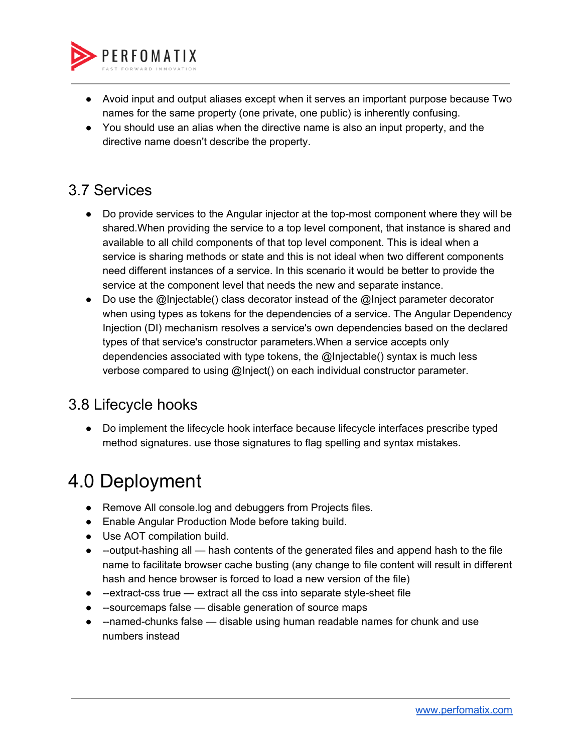- Avoid input and output aliases except when it serves an important purpose because Two names for the same property (one private, one public) is inherently confusing.
- You should use an alias when the directive name is also an input property, and the directive name doesn't describe the property.

## 3.7 Services

- Do provide services to the Angular injector at the top-most component where they will be shared.When providing the service to a top level component, that instance is shared and available to all child components of that top level component. This is ideal when a service is sharing methods or state and this is not ideal when two different components need different instances of a service. In this scenario it would be better to provide the service at the component level that needs the new and separate instance.
- Do use the @Injectable() class decorator instead of the @Inject parameter decorator when using types as tokens for the dependencies of a service. The Angular Dependency Injection (DI) mechanism resolves a service's own dependencies based on the declared types of that service's constructor parameters.When a service accepts only dependencies associated with type tokens, the @Injectable() syntax is much less verbose compared to using @Inject() on each individual constructor parameter.

## 3.8 Lifecycle hooks

- Do implement the lifecycle hook interface because lifecycle interfaces prescribe typed method signatures. use those signatures to flag spelling and syntax mistakes.

# 4.0 Deployment

- Remove All console.log and debuggers from Projects files.
- Enable Angular Production Mode before taking build.
- Use AOT compilation build.
- --output-hashing all — hash contents of the generated files and append hash to the file name to facilitate browser cache busting (any change to file content will result in different hash and hence browser is forced to load a new version of the file)
- --extract-css true — extract all the css into separate style-sheet file
- --sourcemaps false — disable generation of source maps
- --named-chunks false — disable using human readable names for chunk and use numbers instead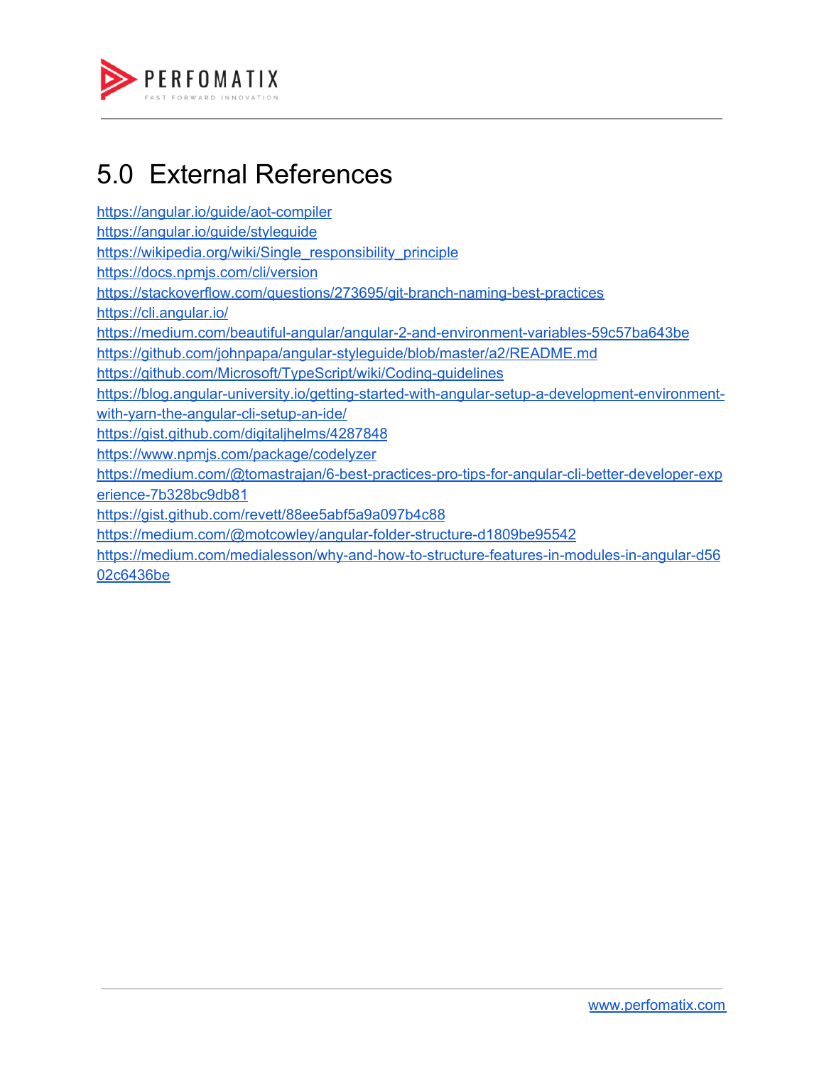# 5.0 External References

https://angular.io/guide/aot-compiler
https://angular.io/guide/styleguide
https://wikipedia.org/wiki/Single_responsibility_principle
https://docs.npmjs.com/cli/version
https://stackoverflow.com/questions/273695/git-branch-naming-best-practices
https://cli.angular.io/
https://medium.com/beautiful-angular/angular-2-and-environment-variables-59c57ba643be
https://github.com/johnpapa/angular-styleguide/blob/master/a2/README.md
https://github.com/Microsoft/TypeScript/wiki/Coding-guidelines
https://blog.angular-university.io/getting-started-with-angular-setup-a-development-environment-with-yarn-the-angular-cli-setup-an-ide/
https://gist.github.com/digitaljhelms/4287848
https://www.npmjs.com/package/codelyzer
https://medium.com/@tomastrajan/6-best-practices-pro-tips-for-angular-cli-better-developer-experience-7b328bc9db81
https://gist.github.com/revett/88ee5abf5a9a097b4c88
https://medium.com/@motcowley/angular-folder-structure-d1809be95542
https://medium.com/medialesson/why-and-how-to-structure-features-in-modules-in-angular-d5602c6436be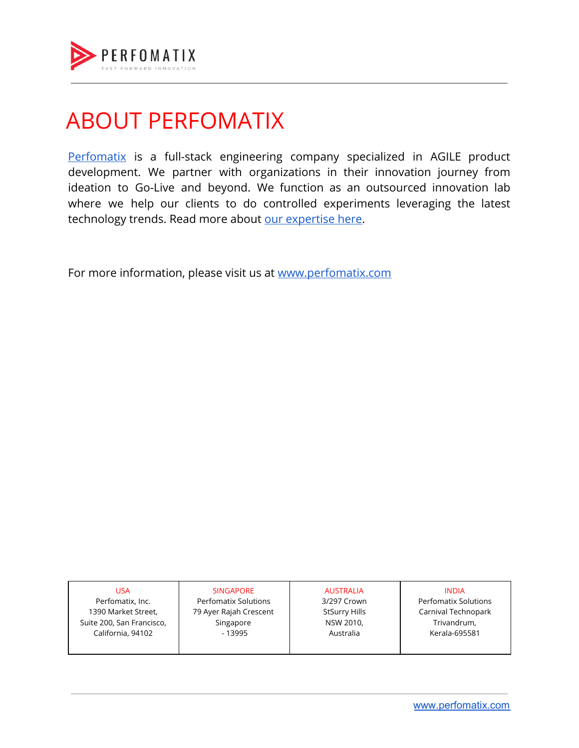# ABOUT PERFOMATIX

Perfomatix is a full-stack engineering company specialized in AGILE product development. We partner with organizations in their innovation journey from ideation to Go-Live and beyond. We function as an outsourced innovation lab where we help our clients to do controlled experiments leveraging the latest technology trends. Read more about our expertise here.

For more information, please visit us at www.perfomatix.com

| | | | |
|---|---|---|---|
| USA<br>Perfomatix, Inc.<br>1390 Market Street,<br>Suite 200, San Francisco,<br>California, 94102 | SINGAPORE<br>Perfomatix Solutions<br>79 Ayer Rajah Crescent<br>Singapore<br>- 13995 | AUSTRALIA<br>3/297 Crown<br>StSurry Hills<br>NSW 2010,<br>Australia | INDIA<br>Perfomatix Solutions<br>Carnival Technopark<br>Trivandrum,<br>Kerala-695581 |